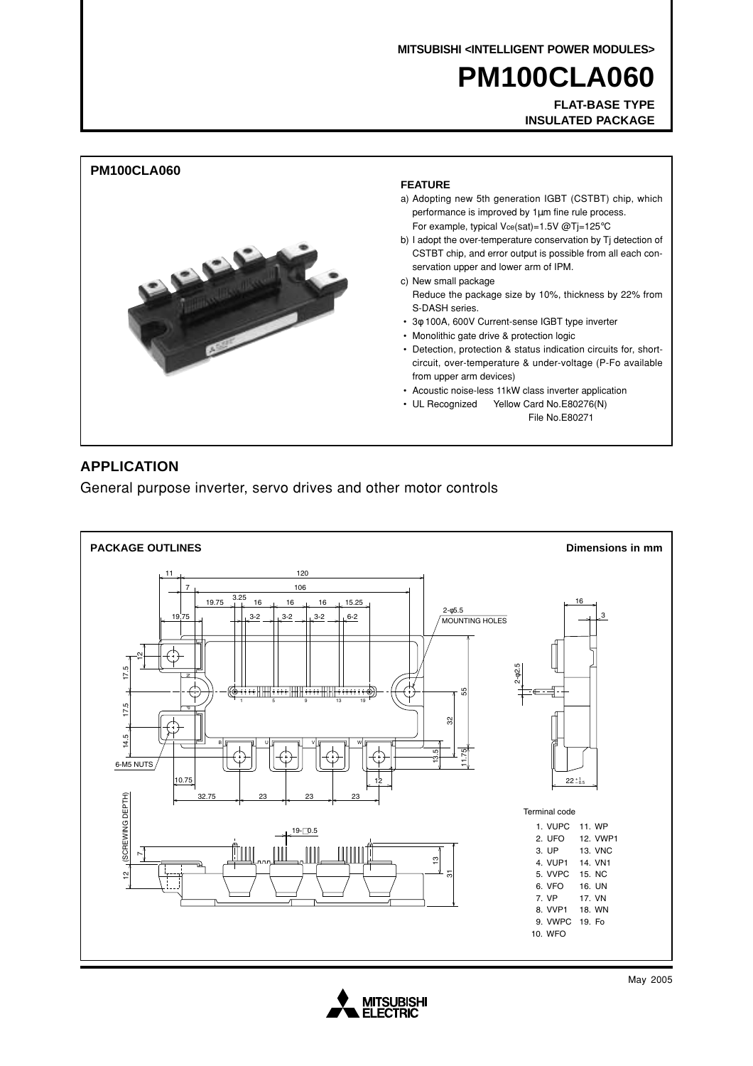MITSUBISHI <INTELLIGENT POWER MODULES>

# PM100CLA060

**FLAT-BASE TYPE**
**INSULATED PACKAGE**

## PM100CLA060

### FEATURE

a) Adopting new 5th generation IGBT (CSTBT) chip, which performance is improved by 1µm fine rule process. For example, typical $V_{ce(sat)}$=1.5V @Tj=125°C

b) I adopt the over-temperature conservation by Tj detection of CSTBT chip, and error output is possible from all each conservation upper and lower arm of IPM.

c) New small package
Reduce the package size by 10%, thickness by 22% from S-DASH series.

- 3φ 100A, 600V Current-sense IGBT type inverter
- Monolithic gate drive & protection logic
- Detection, protection & status indication circuits for, short-circuit, over-temperature & under-voltage (P-Fo available from upper arm devices)
- Acoustic noise-less 11kW class inverter application
- UL Recognized Yellow Card No.E80276(N)
  File No.E80271

## APPLICATION

General purpose inverter, servo drives and other motor controls

## PACKAGE OUTLINES

Dimensions in mm

Terminal code

1. VUPC
2. UFO
3. UP
4. VUP1
5. VVPC
6. VFO
7. VP
8. VVP1
9. VWPC
10. WFO
11. WP
12. VWP1
13. VNC
14. VN1
15. NC
16. UN
17. VN
18. WN
19. Fo

May 2005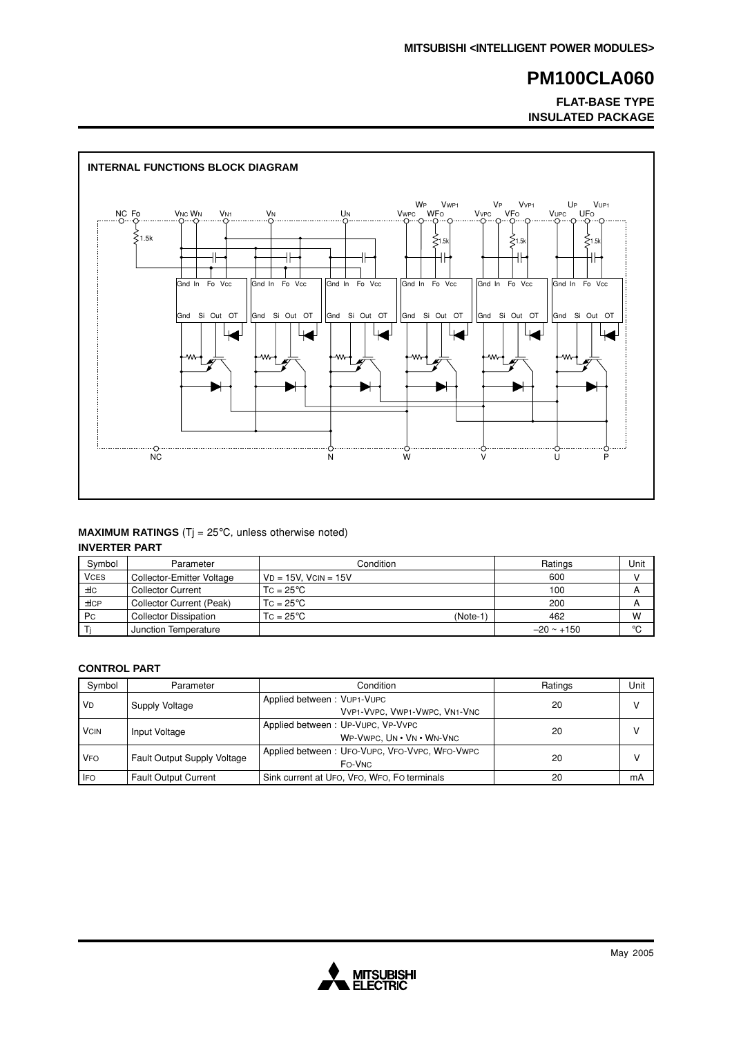# PM100CLA060

**FLAT-BASE TYPE**
**INSULATED PACKAGE**

**INTERNAL FUNCTIONS BLOCK DIAGRAM**

NC Fo
VNC WN
VN1
VN
UN
VWPC
WP WFO
VWP1
VVPC
VP VFO
VVP1
VUPC
UP UFO
VUP1
1.5k
Gnd In Fo Vcc
Gnd Si Out OT
NC
N
W
V
U
P

**MAXIMUM RATINGS** ($T_j$ = 25°C, unless otherwise noted)

**INVERTER PART**

| Symbol | Parameter | Condition | Ratings | Unit |
|---|---|---|---|---|
| $V_{CES}$ | Collector-Emitter Voltage | $V_D$ = 15V, $V_{CIN}$ = 15V | 600 | V |
| $\pm I_C$ | Collector Current | $T_C$ = 25°C | 100 | A |
| $\pm I_{CP}$ | Collector Current (Peak) | $T_C$ = 25°C | 200 | A |
| $P_C$ | Collector Dissipation | $T_C$ = 25°C (Note-1) | 462 | W |
| $T_j$ | Junction Temperature | | –20 ~ +150 | °C |

**CONTROL PART**

| Symbol | Parameter | Condition | Ratings | Unit |
|---|---|---|---|---|
| $V_D$ | Supply Voltage | Applied between : $V_{UP1}$-$V_{UPC}$ $V_{VP1}$-$V_{VPC}$, $V_{WP1}$-$V_{WPC}$, $V_{N1}$-$V_{NC}$ | 20 | V |
| $V_{CIN}$ | Input Voltage | Applied between : $U_P$-$V_{UPC}$, $V_P$-$V_{VPC}$ $W_P$-$V_{WPC}$, $U_N$ • $V_N$ • $W_N$-$V_{NC}$ | 20 | V |
| $V_{FO}$ | Fault Output Supply Voltage | Applied between : $U_{FO}$-$V_{UPC}$, $V_{FO}$-$V_{VPC}$, $W_{FO}$-$V_{WPC}$ $F_O$-$V_{NC}$ | 20 | V |
| $I_{FO}$ | Fault Output Current | Sink current at $U_{FO}$, $V_{FO}$, $W_{FO}$, $F_O$ terminals | 20 | mA |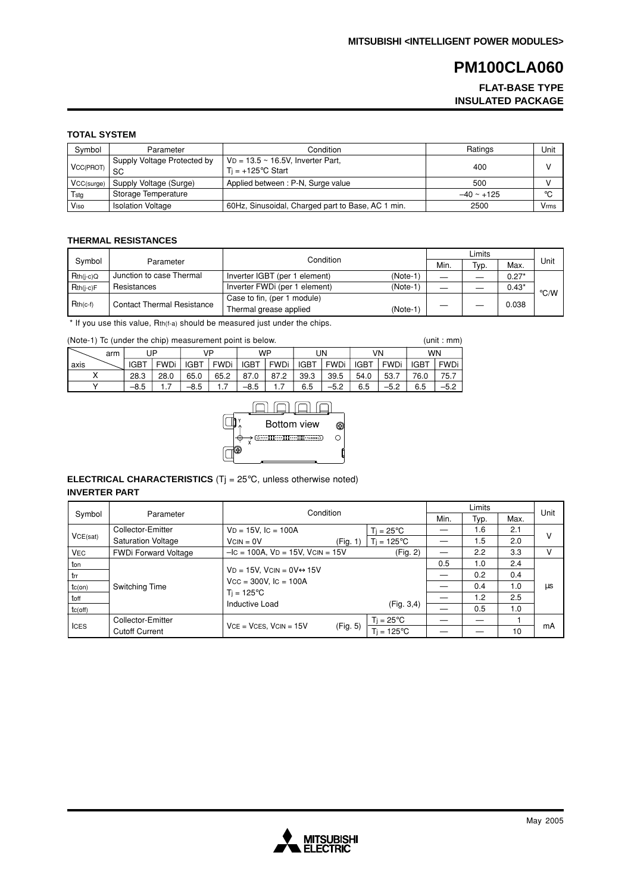# PM100CLA060

**FLAT-BASE TYPE**
**INSULATED PACKAGE**

### TOTAL SYSTEM

| Symbol | Parameter | Condition | Ratings | Unit |
|---|---|---|---|---|
| $V_{CC(PROT)}$ | Supply Voltage Protected by SC | $V_D$ = 13.5 ~ 16.5V, Inverter Part, $T_j$ = +125°C Start | 400 | V |
| $V_{CC(surge)}$ | Supply Voltage (Surge) | Applied between : P-N, Surge value | 500 | V |
| $T_{stg}$ | Storage Temperature | | –40 ~ +125 | °C |
| $V_{iso}$ | Isolation Voltage | 60Hz, Sinusoidal, Charged part to Base, AC 1 min. | 2500 | $V_{rms}$ |

### THERMAL RESISTANCES

| Symbol | Parameter | Condition | Limits | | | Unit |
|---|---|---|---|---|---|---|
| | | | Min. | Typ. | Max. | |
| $R_{th(j-c)Q}$ | Junction to case Thermal Resistances | Inverter IGBT (per 1 element) (Note-1) | — | — | 0.27* | °C/W |
| $R_{th(j-c)F}$ | | Inverter FWDi (per 1 element) (Note-1) | — | — | 0.43* | |
| $R_{th(c-f)}$ | Contact Thermal Resistance | Case to fin, (per 1 module) Thermal grease applied (Note-1) | — | — | 0.038 | |

\* If you use this value, $R_{th(f-a)}$ should be measured just under the chips.

(Note-1) Tc (under the chip) measurement point is below. (unit : mm)

| axis \ arm | UP | | VP | | WP | | UN | | VN | | WN | |
|---|---|---|---|---|---|---|---|---|---|---|---|---|
| | IGBT | FWDi | IGBT | FWDi | IGBT | FWDi | IGBT | FWDi | IGBT | FWDi | IGBT | FWDi |
| X | 28.3 | 28.0 | 65.0 | 65.2 | 87.0 | 87.2 | 39.3 | 39.5 | 54.0 | 53.7 | 76.0 | 75.7 |
| Y | –8.5 | 1.7 | –8.5 | 1.7 | –8.5 | 1.7 | 6.5 | –5.2 | 6.5 | –5.2 | 6.5 | –5.2 |

Bottom view

Y

X

**ELECTRICAL CHARACTERISTICS** ($T_j$ = 25°C, unless otherwise noted)

**INVERTER PART**

| Symbol | Parameter | Condition | | Limits | | | Unit |
|---|---|---|---|---|---|---|---|
| | | | | Min. | Typ. | Max. | |
| $V_{CE(sat)}$ | Collector-Emitter Saturation Voltage | $V_D$ = 15V, $I_C$ = 100A, $V_{CIN}$ = 0V (Fig. 1) | $T_j$ = 25°C | — | 1.6 | 2.1 | V |
| | | | $T_j$ = 125°C | — | 1.5 | 2.0 | |
| $V_{EC}$ | FWDi Forward Voltage | $-I_C$ = 100A, $V_D$ = 15V, $V_{CIN}$ = 15V (Fig. 2) | | — | 2.2 | 3.3 | V |
| $t_{on}$ | Switching Time | $V_D$ = 15V, $V_{CIN}$ = 0V↔15V, $V_{CC}$ = 300V, $I_C$ = 100A, $T_j$ = 125°C, Inductive Load (Fig. 3,4) | | 0.5 | 1.0 | 2.4 | µs |
| $t_{rr}$ | | | | — | 0.2 | 0.4 | |
| $t_{c(on)}$ | | | | — | 0.4 | 1.0 | |
| $t_{off}$ | | | | — | 1.2 | 2.5 | |
| $t_{c(off)}$ | | | | — | 0.5 | 1.0 | |
| $I_{CES}$ | Collector-Emitter Cutoff Current | $V_{CE}$ = $V_{CES}$, $V_{CIN}$ = 15V (Fig. 5) | $T_j$ = 25°C | — | — | 1 | mA |
| | | | $T_j$ = 125°C | — | — | 10 | |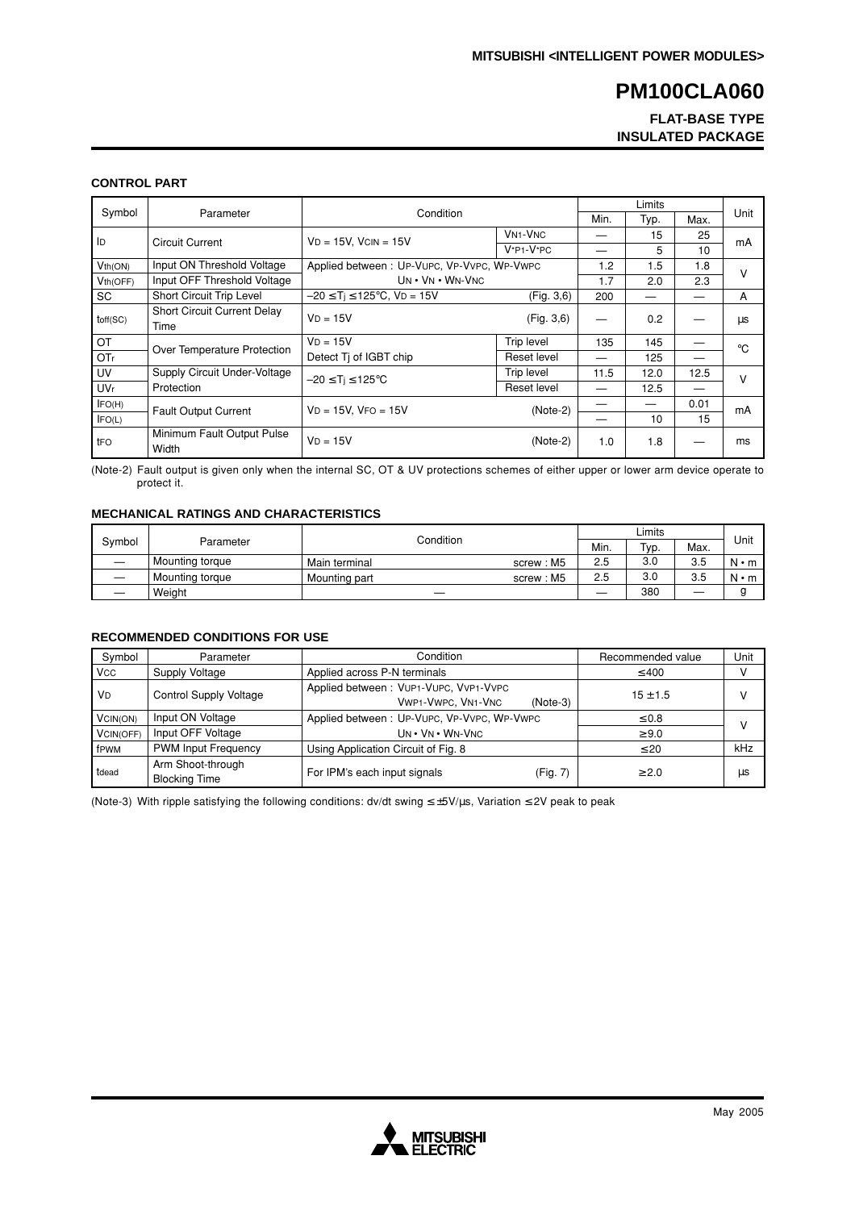# PM100CLA060

**FLAT-BASE TYPE**
**INSULATED PACKAGE**

### CONTROL PART

| Symbol | Parameter | Condition | | Limits | | | Unit |
|---|---|---|---|---|---|---|---|
| | | | | Min. | Typ. | Max. | |
| $I_D$ | Circuit Current | $V_D$ = 15V, $V_{CIN}$ = 15V | $V_{N1}$-$V_{NC}$ | — | 15 | 25 | mA |
| | | | $V_{*P1}$-$V_{*PC}$ | — | 5 | 10 | |
| $V_{th(ON)}$ | Input ON Threshold Voltage | Applied between : $U_P$-$V_{UPC}$, $V_P$-$V_{VPC}$, $W_P$-$V_{WPC}$ | | 1.2 | 1.5 | 1.8 | V |
| $V_{th(OFF)}$ | Input OFF Threshold Voltage | $U_N$ • $V_N$ • $W_N$-$V_{NC}$ | | 1.7 | 2.0 | 2.3 | |
| SC | Short Circuit Trip Level | $-20 \le T_j \le 125$°C, $V_D$ = 15V | (Fig. 3,6) | 200 | — | — | A |
| $t_{off(SC)}$ | Short Circuit Current Delay Time | $V_D$ = 15V | (Fig. 3,6) | — | 0.2 | — | μs |
| OT | Over Temperature Protection | $V_D$ = 15V | Trip level | 135 | 145 | — | °C |
| $OT_r$ | | Detect Tj of IGBT chip | Reset level | — | 125 | — | |
| UV | Supply Circuit Under-Voltage Protection | $-20 \le T_j \le 125$°C | Trip level | 11.5 | 12.0 | 12.5 | V |
| $UV_r$ | | | Reset level | — | 12.5 | — | |
| $I_{FO(H)}$ | Fault Output Current | $V_D$ = 15V, $V_{FO}$ = 15V | (Note-2) | — | — | 0.01 | mA |
| $I_{FO(L)}$ | | | | — | 10 | 15 | |
| $t_{FO}$ | Minimum Fault Output Pulse Width | $V_D$ = 15V | (Note-2) | 1.0 | 1.8 | — | ms |

(Note-2) Fault output is given only when the internal SC, OT & UV protections schemes of either upper or lower arm device operate to protect it.

### MECHANICAL RATINGS AND CHARACTERISTICS

| Symbol | Parameter | Condition | | Limits | | | Unit |
|---|---|---|---|---|---|---|---|
| | | | | Min. | Typ. | Max. | |
| — | Mounting torque | Main terminal | screw : M5 | 2.5 | 3.0 | 3.5 | N • m |
| — | Mounting torque | Mounting part | screw : M5 | 2.5 | 3.0 | 3.5 | N • m |
| — | Weight | — | | — | 380 | — | g |

### RECOMMENDED CONDITIONS FOR USE

| Symbol | Parameter | Condition | Recommended value | Unit |
|---|---|---|---|---|
| $V_{CC}$ | Supply Voltage | Applied across P-N terminals | ≤400 | V |
| $V_D$ | Control Supply Voltage | Applied between : $V_{UP1}$-$V_{UPC}$, $V_{VP1}$-$V_{VPC}$, $V_{WP1}$-$V_{WPC}$, $V_{N1}$-$V_{NC}$ (Note-3) | 15 ± 1.5 | V |
| $V_{CIN(ON)}$ | Input ON Voltage | Applied between : $U_P$-$V_{UPC}$, $V_P$-$V_{VPC}$, $W_P$-$V_{WPC}$ | ≤0.8 | V |
| $V_{CIN(OFF)}$ | Input OFF Voltage | $U_N$ • $V_N$ • $W_N$-$V_{NC}$ | ≥9.0 | |
| $f_{PWM}$ | PWM Input Frequency | Using Application Circuit of Fig. 8 | ≤20 | kHz |
| $t_{dead}$ | Arm Shoot-through Blocking Time | For IPM's each input signals (Fig. 7) | ≥2.0 | μs |

(Note-3) With ripple satisfying the following conditions: dv/dt swing ≤ ±5V/μs, Variation ≤ 2V peak to peak

May 2005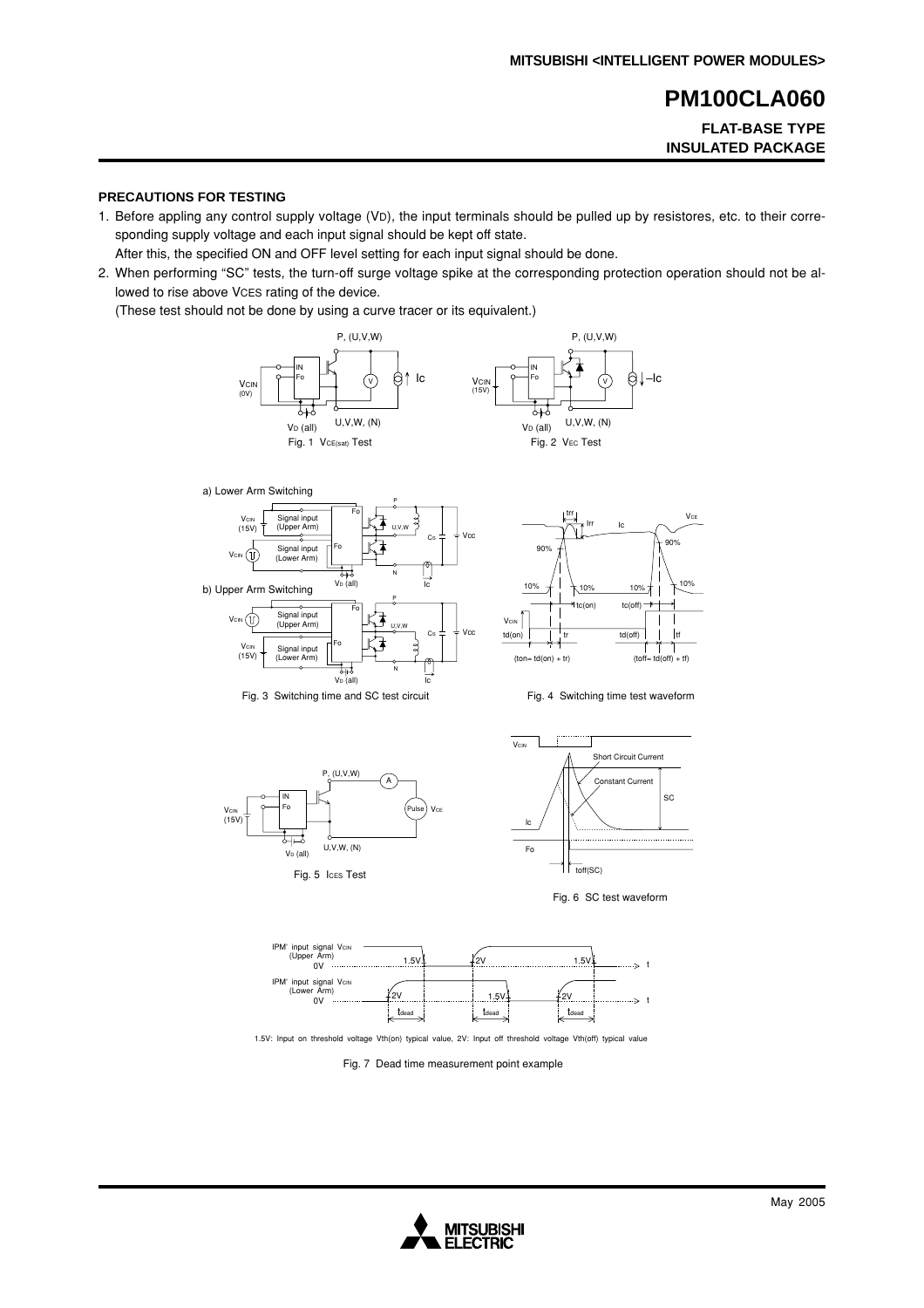## PRECAUTIONS FOR TESTING

1. Before appling any control supply voltage ($V_D$), the input terminals should be pulled up by resistores, etc. to their corresponding supply voltage and each input signal should be kept off state.
   After this, the specified ON and OFF level setting for each input signal should be done.
2. When performing "SC" tests, the turn-off surge voltage spike at the corresponding protection operation should not be allowed to rise above $V_{CES}$ rating of the device.
   (These test should not be done by using a curve tracer or its equivalent.)

P, (U,V,W)
IN
Fo
$V_{CIN}$ (0V)
V
Ic
$V_D$ (all)
U,V,W, (N)

Fig. 1 $V_{CE(sat)}$ Test

P, (U,V,W)
IN
Fo
$V_{CIN}$ (15V)
V
–Ic
$V_D$ (all)
U,V,W, (N)

Fig. 2 $V_{EC}$ Test

a) Lower Arm Switching
$V_{CIN}$ (15V)
Signal input (Upper Arm)
$V_{CIN}$
Signal input (Lower Arm)
Fo
P
U,V,W
Cs
Vcc
N
Ic
$V_D$ (all)

b) Upper Arm Switching
$V_{CIN}$
Signal input (Upper Arm)
$V_{CIN}$ (15V)
Signal input (Lower Arm)
Fo
P
U,V,W
Cs
Vcc
N
Ic
$V_D$ (all)

Fig. 3 Switching time and SC test circuit

trr
Irr
Ic
$V_{CE}$
90%
90%
10%
10%
10%
10%
tc(on)
tc(off)
$V_{CIN}$
td(on)
tr
td(off)
tf
(ton= td(on) + tr)
(toff= td(off) + tf)

Fig. 4 Switching time test waveform

P, (U,V,W)
A
IN
Fo
$V_{CIN}$ (15V)
Pulse
$V_{CE}$
$V_D$ (all)
U,V,W, (N)

Fig. 5 $I_{CES}$ Test

$V_{CIN}$
Short Circuit Current
Constant Current
SC
Ic
Fo
toff(SC)

Fig. 6 SC test waveform

IPM' input signal $V_{CIN}$ (Upper Arm)
0V
1.5V
2V
1.5V
t
IPM' input signal $V_{CIN}$ (Lower Arm)
0V
2V
1.5V
2V
t
$t_{dead}$
$t_{dead}$
$t_{dead}$

1.5V: Input on threshold voltage Vth(on) typical value, 2V: Input off threshold voltage Vth(off) typical value

Fig. 7 Dead time measurement point example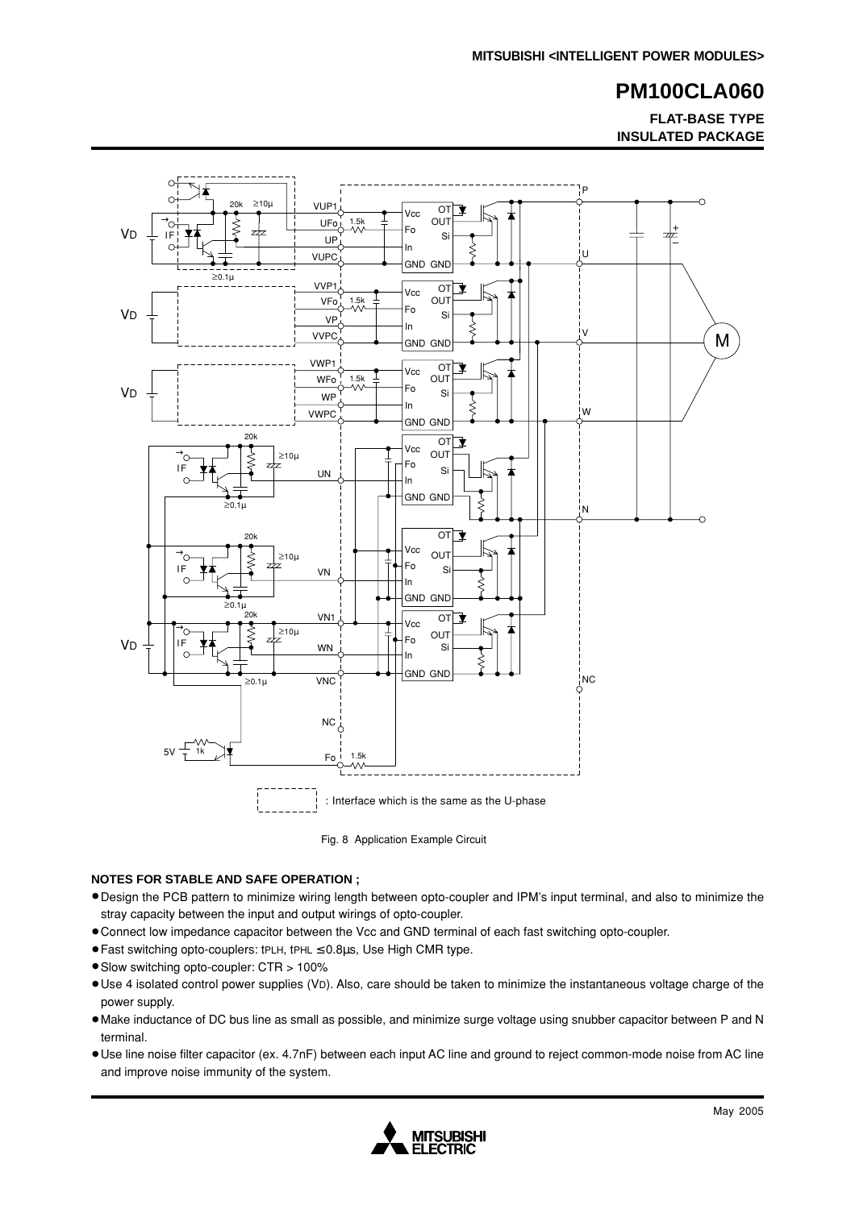VUP1

UFo

UP

VUPC

VVP1

VFo

VP

VVPC

VWP1

WFo

WP

VWPC

UN

VN

VN1

WN

VNC

NC

Fo

P

U

V

W

N

NC

M

VD

IF

20k

≥10μ

≥0.1μ

1.5k

Vcc

Fo

In

GND

OT

OUT

Si

5V

1k

: Interface which is the same as the U-phase

Fig. 8 Application Example Circuit

**NOTES FOR STABLE AND SAFE OPERATION ;**

- Design the PCB pattern to minimize wiring length between opto-coupler and IPM's input terminal, and also to minimize the stray capacity between the input and output wirings of opto-coupler.
- Connect low impedance capacitor between the Vcc and GND terminal of each fast switching opto-coupler.
- Fast switching opto-couplers: $t_{PLH}$, $t_{PHL}$ ≤ 0.8μs, Use High CMR type.
- Slow switching opto-coupler: CTR > 100%
- Use 4 isolated control power supplies ($V_D$). Also, care should be taken to minimize the instantaneous voltage charge of the power supply.
- Make inductance of DC bus line as small as possible, and minimize surge voltage using snubber capacitor between P and N terminal.
- Use line noise filter capacitor (ex. 4.7nF) between each input AC line and ground to reject common-mode noise from AC line and improve noise immunity of the system.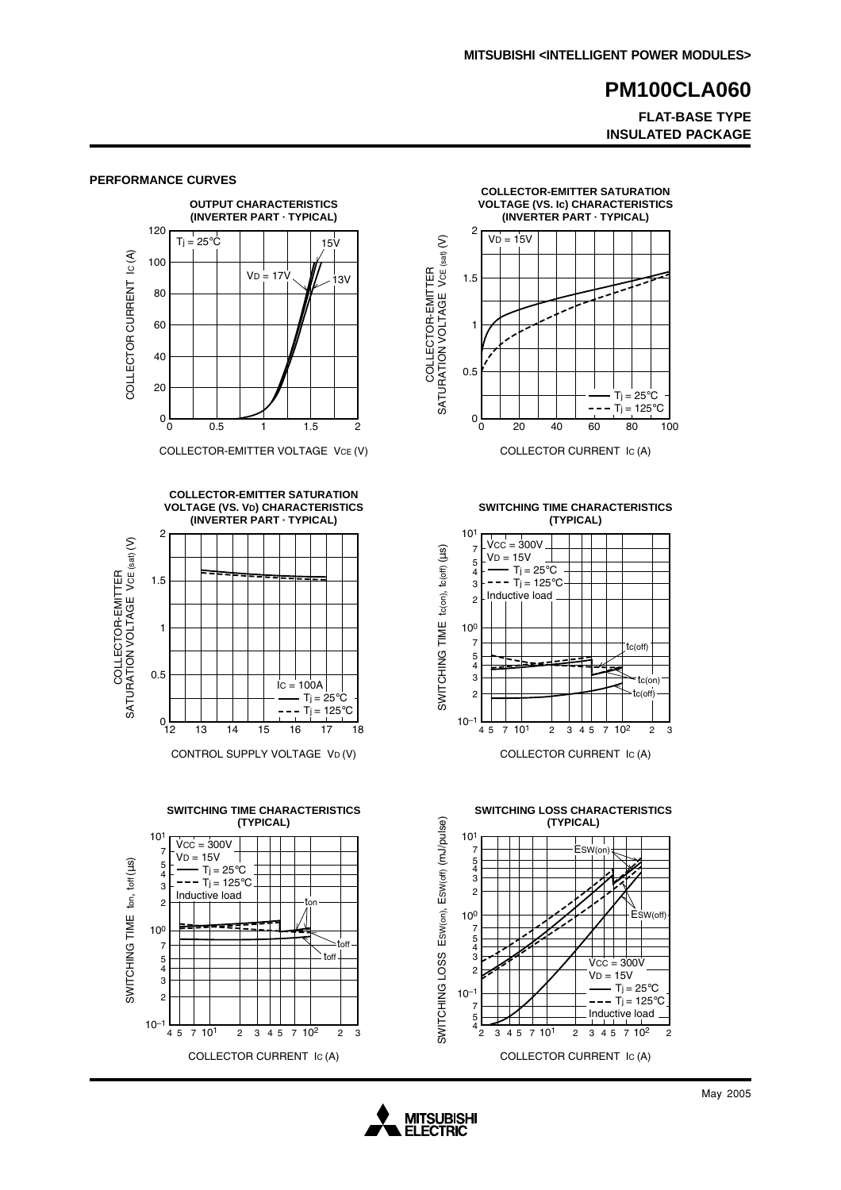## PERFORMANCE CURVES

**OUTPUT CHARACTERISTICS (INVERTER PART · TYPICAL)**

$T_j$ = 25°C

$V_D$ = 17V

15V

13V

COLLECTOR CURRENT $I_C$ (A)

0, 20, 40, 60, 80, 100, 120

COLLECTOR-EMITTER VOLTAGE $V_{CE}$ (V)

0, 0.5, 1, 1.5, 2

**COLLECTOR-EMITTER SATURATION VOLTAGE (VS. Ic) CHARACTERISTICS (INVERTER PART · TYPICAL)**

$V_D$ = 15V

$T_j$ = 25°C

$T_j$ = 125°C

COLLECTOR-EMITTER SATURATION VOLTAGE $V_{CE\ (sat)}$ (V)

0, 0.5, 1, 1.5, 2

COLLECTOR CURRENT $I_C$ (A)

0, 20, 40, 60, 80, 100

**COLLECTOR-EMITTER SATURATION VOLTAGE (VS. VD) CHARACTERISTICS (INVERTER PART · TYPICAL)**

$I_C$ = 100A

$T_j$ = 25°C

$T_j$ = 125°C

COLLECTOR-EMITTER SATURATION VOLTAGE $V_{CE\ (sat)}$ (V)

0, 0.5, 1, 1.5, 2

CONTROL SUPPLY VOLTAGE $V_D$ (V)

12, 13, 14, 15, 16, 17, 18

**SWITCHING TIME CHARACTERISTICS (TYPICAL)**

$V_{CC}$ = 300V

$V_D$ = 15V

$T_j$ = 25°C

$T_j$ = 125°C

Inductive load

$t_{c(off)}$

$t_{c(on)}$

$t_{c(off)}$

SWITCHING TIME $t_{c(on)}$, $t_{c(off)}$ (μs)

$10^{-1}$, 2, 3, 4, 5, 7, $10^0$, 2, 3, 4, 5, 7, $10^1$

COLLECTOR CURRENT $I_C$ (A)

4, 5, 7, $10^1$, 2, 3, 4, 5, 7, $10^2$, 2, 3

**SWITCHING TIME CHARACTERISTICS (TYPICAL)**

$V_{CC}$ = 300V

$V_D$ = 15V

$T_j$ = 25°C

$T_j$ = 125°C

Inductive load

$t_{on}$

$t_{off}$

$t_{off}$

SWITCHING TIME $t_{on}$, $t_{off}$ (μs)

$10^{-1}$, 2, 3, 4, 5, 7, $10^0$, 2, 3, 4, 5, 7, $10^1$

COLLECTOR CURRENT $I_C$ (A)

4, 5, 7, $10^1$, 2, 3, 4, 5, 7, $10^2$, 2, 3

**SWITCHING LOSS CHARACTERISTICS (TYPICAL)**

$E_{SW(on)}$

$E_{SW(off)}$

$V_{CC}$ = 300V

$V_D$ = 15V

$T_j$ = 25°C

$T_j$ = 125°C

Inductive load

SWITCHING LOSS $E_{SW(on)}$, $E_{SW(off)}$ (mJ/pulse)

4, 5, 7, $10^{-1}$, 2, 3, 4, 5, 7, $10^0$, 2, 3, 4, 5, 7, $10^1$

COLLECTOR CURRENT $I_C$ (A)

2, 3, 4, 5, 7, $10^1$, 2, 3, 4, 5, 7, $10^2$, 2

May 2005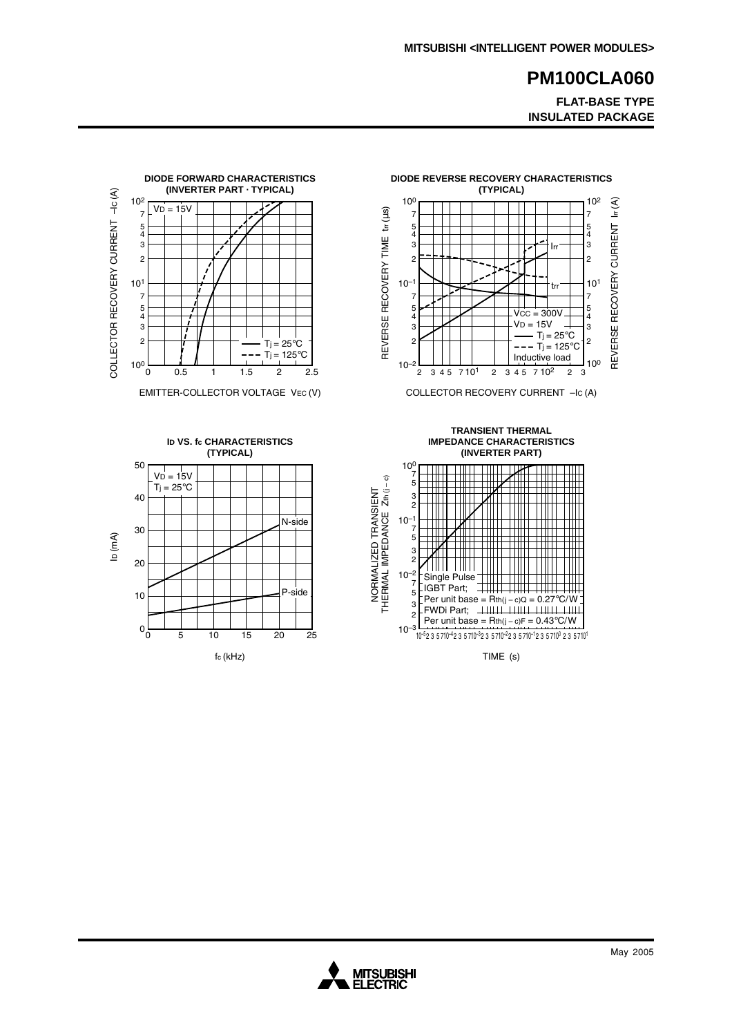**DIODE FORWARD CHARACTERISTICS (INVERTER PART · TYPICAL)**

COLLECTOR RECOVERY CURRENT $-I_C$ (A)

$10^2$, 7, 5, 4, 3, 2, $10^1$, 7, 5, 4, 3, 2, $10^0$

0, 0.5, 1, 1.5, 2, 2.5

EMITTER-COLLECTOR VOLTAGE $V_{EC}$ (V)

$V_D$ = 15V

$T_j$ = 25°C

$T_j$ = 125°C

**DIODE REVERSE RECOVERY CHARACTERISTICS (TYPICAL)**

REVERSE RECOVERY TIME $t_{rr}$ (μs)

REVERSE RECOVERY CURRENT $I_{rr}$ (A)

$10^0$, 7, 5, 4, 3, 2, $10^{-1}$, 7, 5, 4, 3, 2, $10^{-2}$

$10^2$, 7, 5, 4, 3, 2, $10^1$, 7, 5, 4, 3, 2, $10^0$

2, 3, 4, 5, 7, $10^1$, 2, 3, 4, 5, 7, $10^2$, 2, 3

COLLECTOR RECOVERY CURRENT $-I_C$ (A)

$I_{rr}$

$t_{rr}$

$V_{CC}$ = 300V

$V_D$ = 15V

$T_j$ = 25°C

$T_j$ = 125°C

Inductive load

**$I_D$ VS. $f_c$ CHARACTERISTICS (TYPICAL)**

$I_D$ (mA)

50, 40, 30, 20, 10, 0

0, 5, 10, 15, 20, 25

$f_c$ (kHz)

$V_D$ = 15V

$T_j$ = 25°C

N-side

P-side

**TRANSIENT THERMAL IMPEDANCE CHARACTERISTICS (INVERTER PART)**

NORMALIZED TRANSIENT THERMAL IMPEDANCE $Z_{th(j-c)}$

$10^0$, 7, 5, 3, 2, $10^{-1}$, 7, 5, 3, 2, $10^{-2}$, 7, 5, 3, 2, $10^{-3}$

$10^{-5}$ 2 3 5 7 $10^{-4}$ 2 3 5 7 $10^{-3}$ 2 3 5 7 $10^{-2}$ 2 3 5 7 $10^{-1}$ 2 3 5 7 $10^0$ 2 3 5 7 $10^1$

TIME (s)

Single Pulse

IGBT Part;

Per unit base = $R_{th(j-c)Q}$ = 0.27°C/W

FWDi Part;

Per unit base = $R_{th(j-c)F}$ = 0.43°C/W